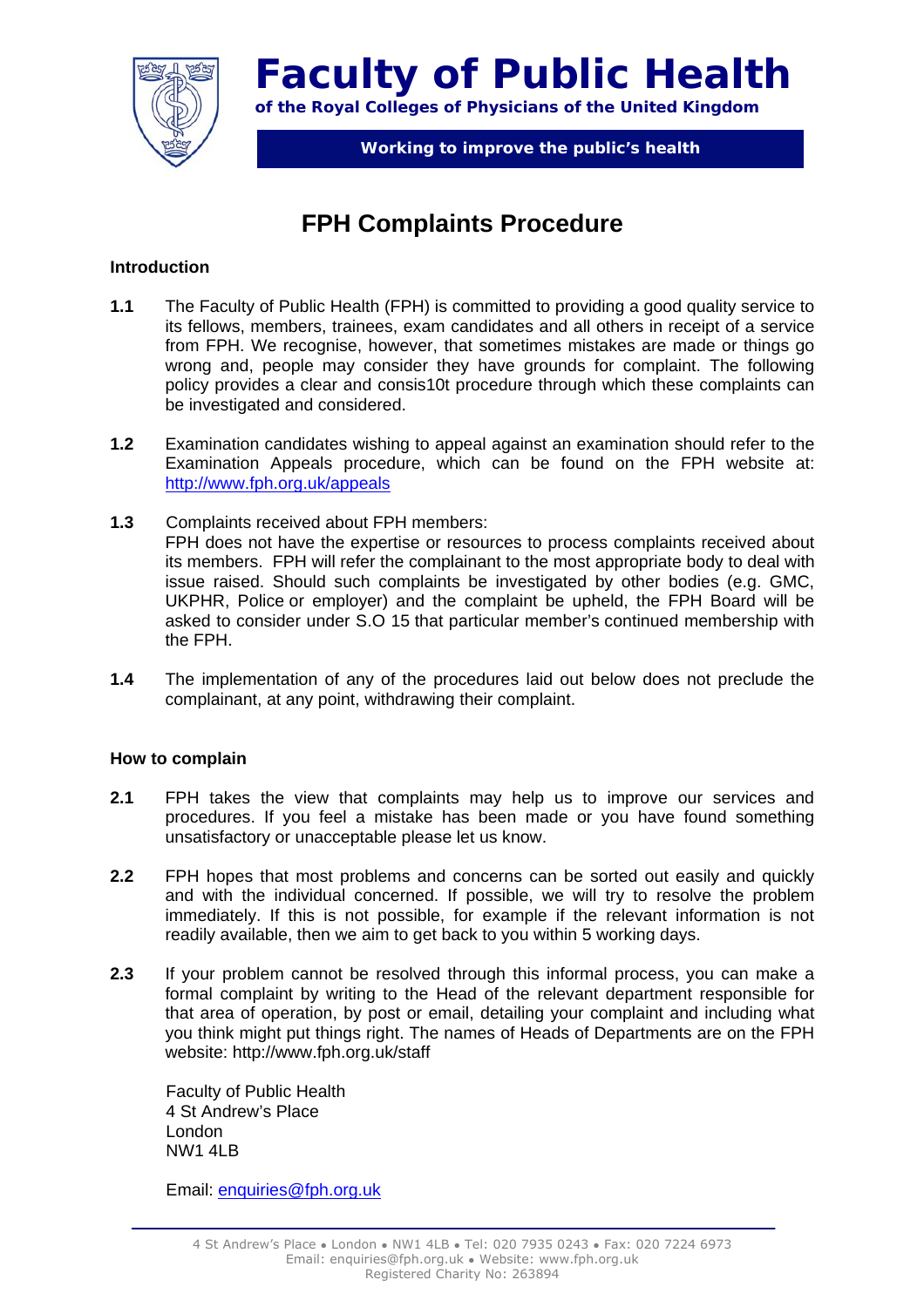# Faculty of Public Health

**of the Royal Colleges of Physicians of the United Kingdom**

**Working to improve the public's health**

## FPH Complaints Procedure

### Introduction

**1.1** The Faculty of Public Health (FPH) is committed to providing a good quality service to its fellows, members, trainees, exam candidates and all others in receipt of a service from FPH. We recognise, however, that sometimes mistakes are made or things go wrong and, people may consider they have grounds for complaint. The following policy provides a clear and consis10t procedure through which these complaints can be investigated and considered.

**1.2** Examination candidates wishing to appeal against an examination should refer to the Examination Appeals procedure, which can be found on the FPH website at: http://www.fph.org.uk/appeals

**1.3** Complaints received about FPH members:
FPH does not have the expertise or resources to process complaints received about its members. FPH will refer the complainant to the most appropriate body to deal with issue raised. Should such complaints be investigated by other bodies (e.g. GMC, UKPHR, Police or employer) and the complaint be upheld, the FPH Board will be asked to consider under S.O 15 that particular member's continued membership with the FPH.

**1.4** The implementation of any of the procedures laid out below does not preclude the complainant, at any point, withdrawing their complaint.

### How to complain

**2.1** FPH takes the view that complaints may help us to improve our services and procedures. If you feel a mistake has been made or you have found something unsatisfactory or unacceptable please let us know.

**2.2** FPH hopes that most problems and concerns can be sorted out easily and quickly and with the individual concerned. If possible, we will try to resolve the problem immediately. If this is not possible, for example if the relevant information is not readily available, then we aim to get back to you within 5 working days.

**2.3** If your problem cannot be resolved through this informal process, you can make a formal complaint by writing to the Head of the relevant department responsible for that area of operation, by post or email, detailing your complaint and including what you think might put things right. The names of Heads of Departments are on the FPH website: http://www.fph.org.uk/staff

Faculty of Public Health
4 St Andrew's Place
London
NW1 4LB

Email: enquiries@fph.org.uk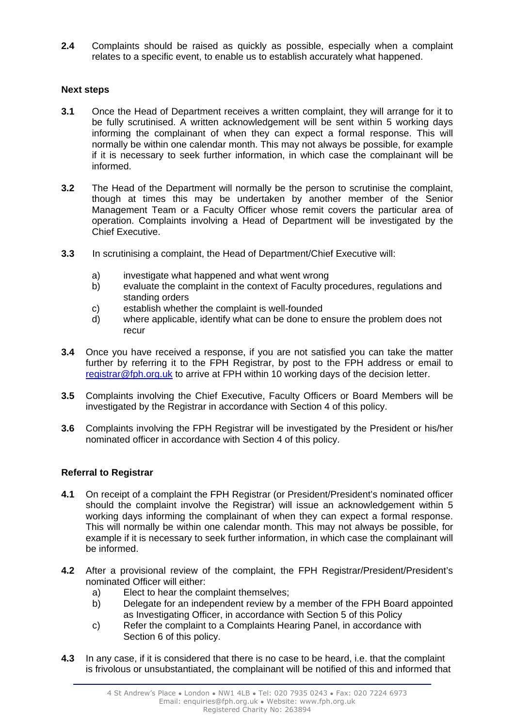**2.4** Complaints should be raised as quickly as possible, especially when a complaint relates to a specific event, to enable us to establish accurately what happened.

**Next steps**

**3.1** Once the Head of Department receives a written complaint, they will arrange for it to be fully scrutinised. A written acknowledgement will be sent within 5 working days informing the complainant of when they can expect a formal response. This will normally be within one calendar month. This may not always be possible, for example if it is necessary to seek further information, in which case the complainant will be informed.

**3.2** The Head of the Department will normally be the person to scrutinise the complaint, though at times this may be undertaken by another member of the Senior Management Team or a Faculty Officer whose remit covers the particular area of operation. Complaints involving a Head of Department will be investigated by the Chief Executive.

**3.3** In scrutinising a complaint, the Head of Department/Chief Executive will:

a) investigate what happened and what went wrong
b) evaluate the complaint in the context of Faculty procedures, regulations and standing orders
c) establish whether the complaint is well-founded
d) where applicable, identify what can be done to ensure the problem does not recur

**3.4** Once you have received a response, if you are not satisfied you can take the matter further by referring it to the FPH Registrar, by post to the FPH address or email to [registrar@fph.org.uk](mailto:registrar@fph.org.uk) to arrive at FPH within 10 working days of the decision letter.

**3.5** Complaints involving the Chief Executive, Faculty Officers or Board Members will be investigated by the Registrar in accordance with Section 4 of this policy.

**3.6** Complaints involving the FPH Registrar will be investigated by the President or his/her nominated officer in accordance with Section 4 of this policy.

**Referral to Registrar**

**4.1** On receipt of a complaint the FPH Registrar (or President/President's nominated officer should the complaint involve the Registrar) will issue an acknowledgement within 5 working days informing the complainant of when they can expect a formal response. This will normally be within one calendar month. This may not always be possible, for example if it is necessary to seek further information, in which case the complainant will be informed.

**4.2** After a provisional review of the complaint, the FPH Registrar/President/President's nominated Officer will either:

a) Elect to hear the complaint themselves;
b) Delegate for an independent review by a member of the FPH Board appointed as Investigating Officer, in accordance with Section 5 of this Policy
c) Refer the complaint to a Complaints Hearing Panel, in accordance with Section 6 of this policy.

**4.3** In any case, if it is considered that there is no case to be heard, i.e. that the complaint is frivolous or unsubstantiated, the complainant will be notified of this and informed that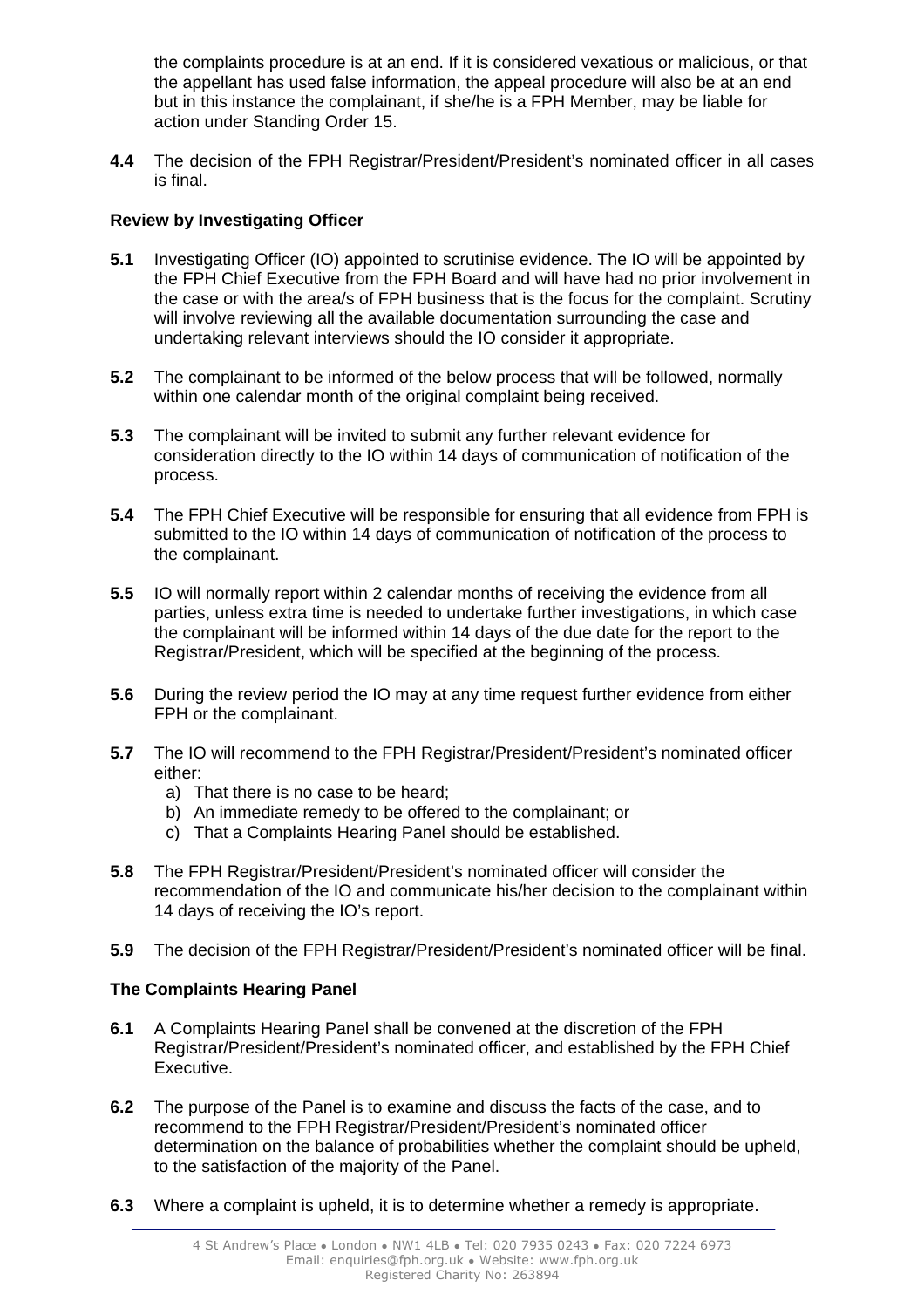the complaints procedure is at an end. If it is considered vexatious or malicious, or that the appellant has used false information, the appeal procedure will also be at an end but in this instance the complainant, if she/he is a FPH Member, may be liable for action under Standing Order 15.

**4.4** The decision of the FPH Registrar/President/President's nominated officer in all cases is final.

**Review by Investigating Officer**

**5.1** Investigating Officer (IO) appointed to scrutinise evidence. The IO will be appointed by the FPH Chief Executive from the FPH Board and will have had no prior involvement in the case or with the area/s of FPH business that is the focus for the complaint. Scrutiny will involve reviewing all the available documentation surrounding the case and undertaking relevant interviews should the IO consider it appropriate.

**5.2** The complainant to be informed of the below process that will be followed, normally within one calendar month of the original complaint being received.

**5.3** The complainant will be invited to submit any further relevant evidence for consideration directly to the IO within 14 days of communication of notification of the process.

**5.4** The FPH Chief Executive will be responsible for ensuring that all evidence from FPH is submitted to the IO within 14 days of communication of notification of the process to the complainant.

**5.5** IO will normally report within 2 calendar months of receiving the evidence from all parties, unless extra time is needed to undertake further investigations, in which case the complainant will be informed within 14 days of the due date for the report to the Registrar/President, which will be specified at the beginning of the process.

**5.6** During the review period the IO may at any time request further evidence from either FPH or the complainant.

**5.7** The IO will recommend to the FPH Registrar/President/President's nominated officer either:

a) That there is no case to be heard;
b) An immediate remedy to be offered to the complainant; or
c) That a Complaints Hearing Panel should be established.

**5.8** The FPH Registrar/President/President's nominated officer will consider the recommendation of the IO and communicate his/her decision to the complainant within 14 days of receiving the IO's report.

**5.9** The decision of the FPH Registrar/President/President's nominated officer will be final.

**The Complaints Hearing Panel**

**6.1** A Complaints Hearing Panel shall be convened at the discretion of the FPH Registrar/President/President's nominated officer, and established by the FPH Chief Executive.

**6.2** The purpose of the Panel is to examine and discuss the facts of the case, and to recommend to the FPH Registrar/President/President's nominated officer determination on the balance of probabilities whether the complaint should be upheld, to the satisfaction of the majority of the Panel.

**6.3** Where a complaint is upheld, it is to determine whether a remedy is appropriate.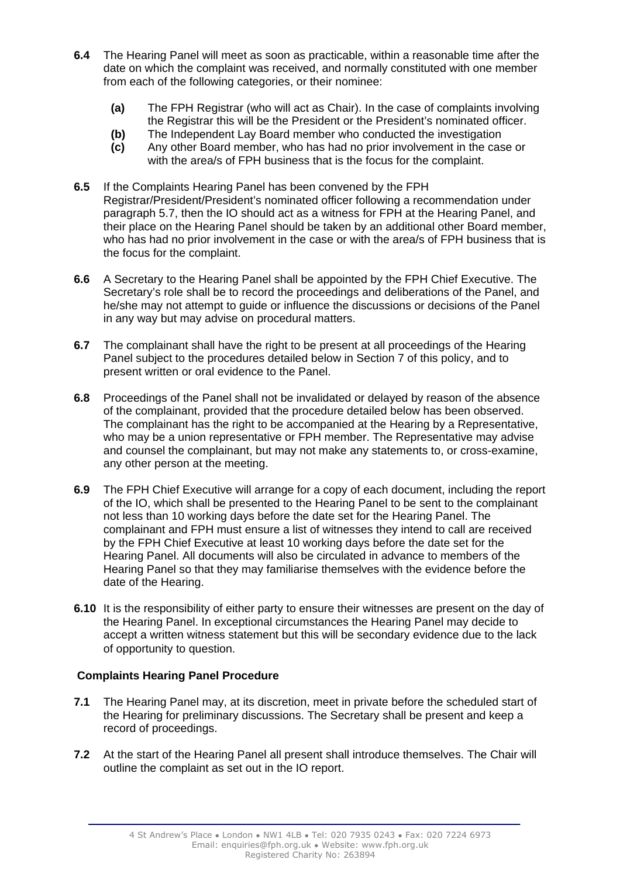**6.4** The Hearing Panel will meet as soon as practicable, within a reasonable time after the date on which the complaint was received, and normally constituted with one member from each of the following categories, or their nominee:

- **(a)** The FPH Registrar (who will act as Chair). In the case of complaints involving the Registrar this will be the President or the President's nominated officer.
- **(b)** The Independent Lay Board member who conducted the investigation
- **(c)** Any other Board member, who has had no prior involvement in the case or with the area/s of FPH business that is the focus for the complaint.

**6.5** If the Complaints Hearing Panel has been convened by the FPH Registrar/President/President's nominated officer following a recommendation under paragraph 5.7, then the IO should act as a witness for FPH at the Hearing Panel, and their place on the Hearing Panel should be taken by an additional other Board member, who has had no prior involvement in the case or with the area/s of FPH business that is the focus for the complaint.

**6.6** A Secretary to the Hearing Panel shall be appointed by the FPH Chief Executive. The Secretary's role shall be to record the proceedings and deliberations of the Panel, and he/she may not attempt to guide or influence the discussions or decisions of the Panel in any way but may advise on procedural matters.

**6.7** The complainant shall have the right to be present at all proceedings of the Hearing Panel subject to the procedures detailed below in Section 7 of this policy, and to present written or oral evidence to the Panel.

**6.8** Proceedings of the Panel shall not be invalidated or delayed by reason of the absence of the complainant, provided that the procedure detailed below has been observed. The complainant has the right to be accompanied at the Hearing by a Representative, who may be a union representative or FPH member. The Representative may advise and counsel the complainant, but may not make any statements to, or cross-examine, any other person at the meeting.

**6.9** The FPH Chief Executive will arrange for a copy of each document, including the report of the IO, which shall be presented to the Hearing Panel to be sent to the complainant not less than 10 working days before the date set for the Hearing Panel. The complainant and FPH must ensure a list of witnesses they intend to call are received by the FPH Chief Executive at least 10 working days before the date set for the Hearing Panel. All documents will also be circulated in advance to members of the Hearing Panel so that they may familiarise themselves with the evidence before the date of the Hearing.

**6.10** It is the responsibility of either party to ensure their witnesses are present on the day of the Hearing Panel. In exceptional circumstances the Hearing Panel may decide to accept a written witness statement but this will be secondary evidence due to the lack of opportunity to question.

## Complaints Hearing Panel Procedure

**7.1** The Hearing Panel may, at its discretion, meet in private before the scheduled start of the Hearing for preliminary discussions. The Secretary shall be present and keep a record of proceedings.

**7.2** At the start of the Hearing Panel all present shall introduce themselves. The Chair will outline the complaint as set out in the IO report.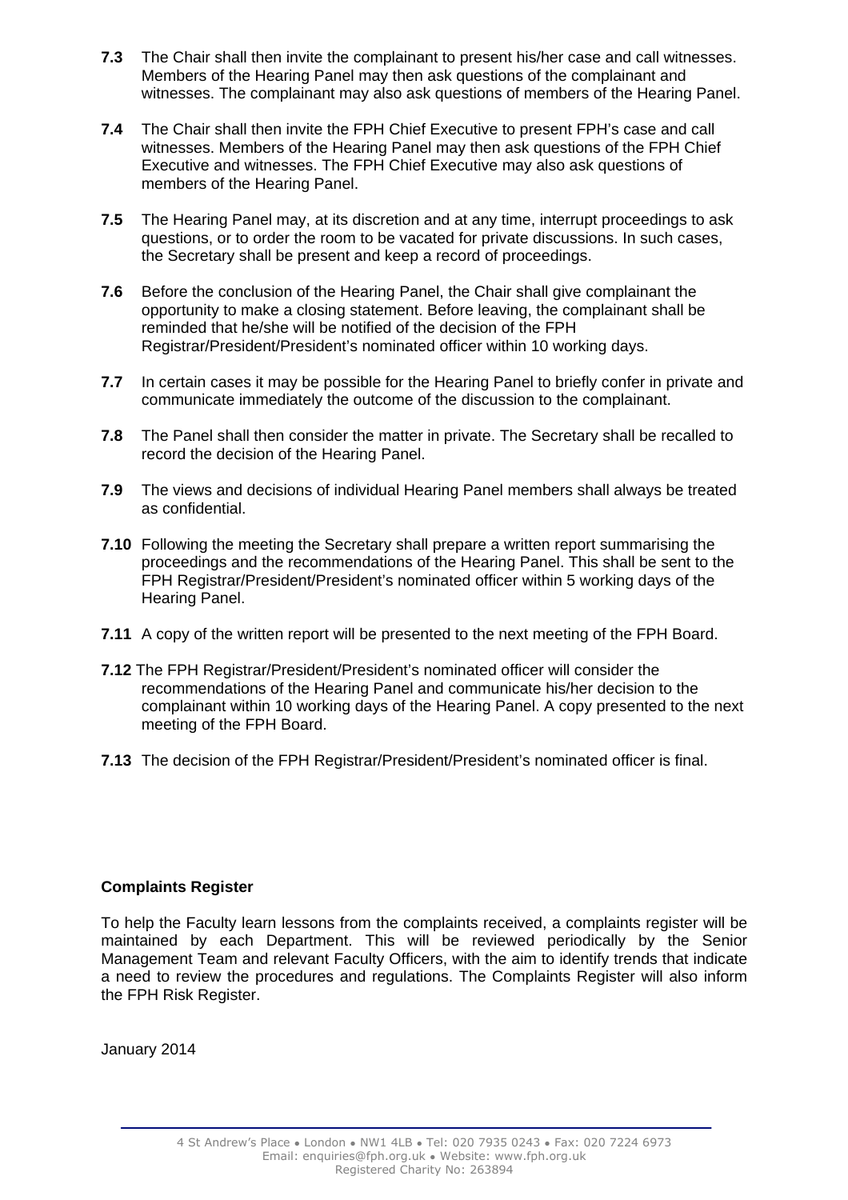**7.3** The Chair shall then invite the complainant to present his/her case and call witnesses. Members of the Hearing Panel may then ask questions of the complainant and witnesses. The complainant may also ask questions of members of the Hearing Panel.

**7.4** The Chair shall then invite the FPH Chief Executive to present FPH's case and call witnesses. Members of the Hearing Panel may then ask questions of the FPH Chief Executive and witnesses. The FPH Chief Executive may also ask questions of members of the Hearing Panel.

**7.5** The Hearing Panel may, at its discretion and at any time, interrupt proceedings to ask questions, or to order the room to be vacated for private discussions. In such cases, the Secretary shall be present and keep a record of proceedings.

**7.6** Before the conclusion of the Hearing Panel, the Chair shall give complainant the opportunity to make a closing statement. Before leaving, the complainant shall be reminded that he/she will be notified of the decision of the FPH Registrar/President/President's nominated officer within 10 working days.

**7.7** In certain cases it may be possible for the Hearing Panel to briefly confer in private and communicate immediately the outcome of the discussion to the complainant.

**7.8** The Panel shall then consider the matter in private. The Secretary shall be recalled to record the decision of the Hearing Panel.

**7.9** The views and decisions of individual Hearing Panel members shall always be treated as confidential.

**7.10** Following the meeting the Secretary shall prepare a written report summarising the proceedings and the recommendations of the Hearing Panel. This shall be sent to the FPH Registrar/President/President's nominated officer within 5 working days of the Hearing Panel.

**7.11** A copy of the written report will be presented to the next meeting of the FPH Board.

**7.12** The FPH Registrar/President/President's nominated officer will consider the recommendations of the Hearing Panel and communicate his/her decision to the complainant within 10 working days of the Hearing Panel. A copy presented to the next meeting of the FPH Board.

**7.13** The decision of the FPH Registrar/President/President's nominated officer is final.

**Complaints Register**

To help the Faculty learn lessons from the complaints received, a complaints register will be maintained by each Department. This will be reviewed periodically by the Senior Management Team and relevant Faculty Officers, with the aim to identify trends that indicate a need to review the procedures and regulations. The Complaints Register will also inform the FPH Risk Register.

January 2014